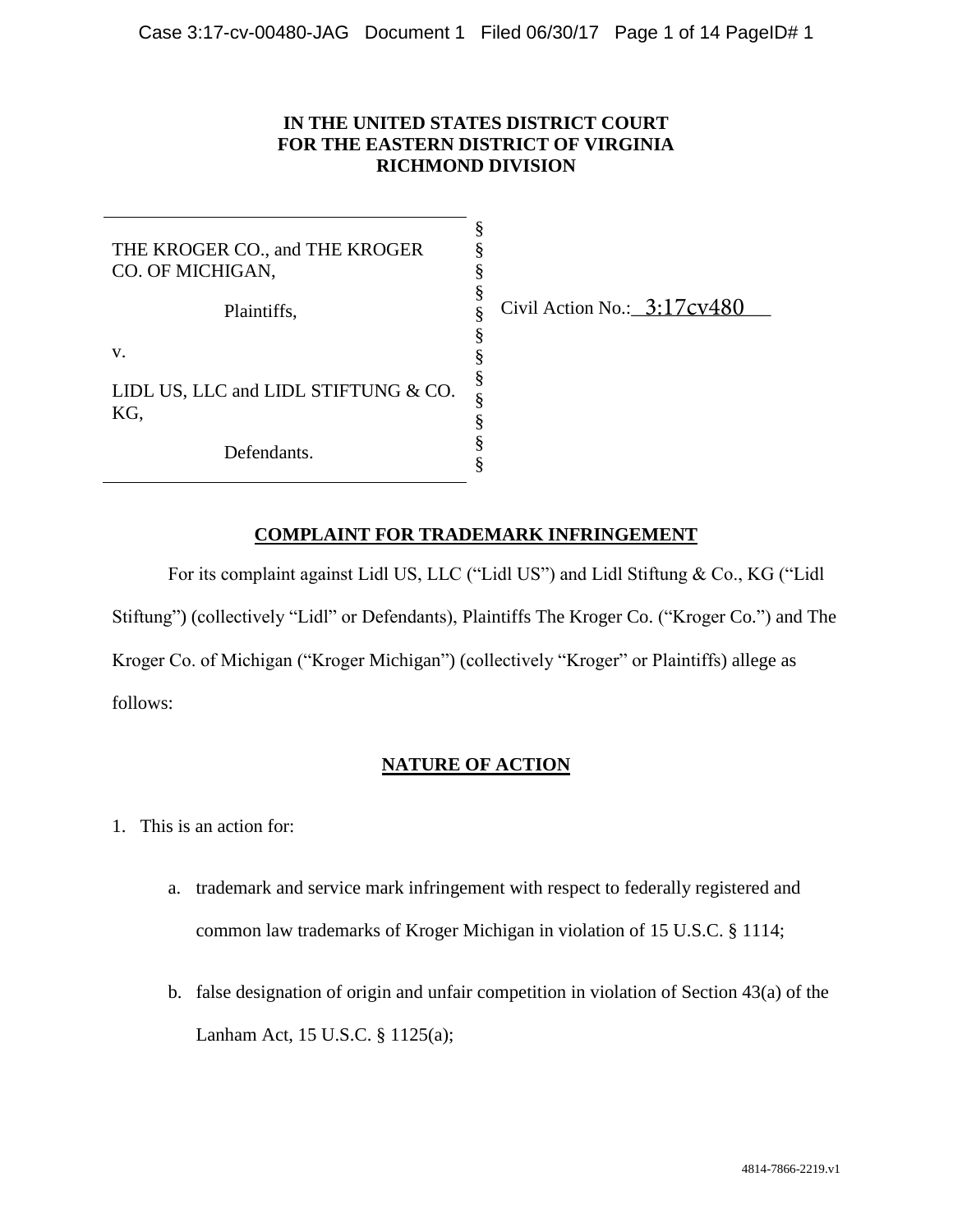**IN THE UNITED STATES DISTRICT COURT**
**FOR THE EASTERN DISTRICT OF VIRGINIA**
**RICHMOND DIVISION**

| | | |
|---|---|---|
| THE KROGER CO., and THE KROGER CO. OF MICHIGAN, | § | |
| Plaintiffs, | § | Civil Action No.: 3:17cv480 |
| v. | § | |
| LIDL US, LLC and LIDL STIFTUNG & CO. KG, | § | |
| Defendants. | § | |

## COMPLAINT FOR TRADEMARK INFRINGEMENT

For its complaint against Lidl US, LLC ("Lidl US") and Lidl Stiftung & Co., KG ("Lidl Stiftung") (collectively "Lidl" or Defendants), Plaintiffs The Kroger Co. ("Kroger Co.") and The Kroger Co. of Michigan ("Kroger Michigan") (collectively "Kroger" or Plaintiffs) allege as follows:

## NATURE OF ACTION

1. This is an action for:

   a. trademark and service mark infringement with respect to federally registered and common law trademarks of Kroger Michigan in violation of 15 U.S.C. § 1114;

   b. false designation of origin and unfair competition in violation of Section 43(a) of the Lanham Act, 15 U.S.C. § 1125(a);

4814-7866-2219.v1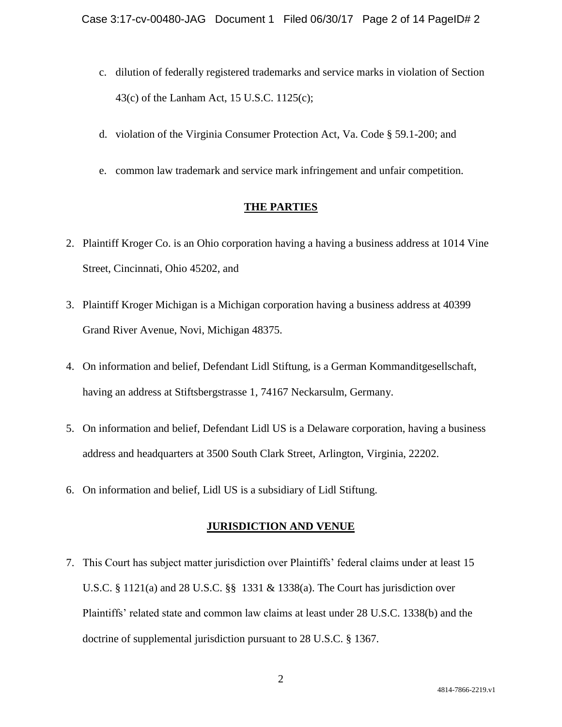c. dilution of federally registered trademarks and service marks in violation of Section 43(c) of the Lanham Act, 15 U.S.C. 1125(c);

d. violation of the Virginia Consumer Protection Act, Va. Code § 59.1-200; and

e. common law trademark and service mark infringement and unfair competition.

## THE PARTIES

2. Plaintiff Kroger Co. is an Ohio corporation having a having a business address at 1014 Vine Street, Cincinnati, Ohio 45202, and

3. Plaintiff Kroger Michigan is a Michigan corporation having a business address at 40399 Grand River Avenue, Novi, Michigan 48375.

4. On information and belief, Defendant Lidl Stiftung, is a German Kommanditgesellschaft, having an address at Stiftsbergstrasse 1, 74167 Neckarsulm, Germany.

5. On information and belief, Defendant Lidl US is a Delaware corporation, having a business address and headquarters at 3500 South Clark Street, Arlington, Virginia, 22202.

6. On information and belief, Lidl US is a subsidiary of Lidl Stiftung.

## JURISDICTION AND VENUE

7. This Court has subject matter jurisdiction over Plaintiffs' federal claims under at least 15 U.S.C. § 1121(a) and 28 U.S.C. §§ 1331 & 1338(a). The Court has jurisdiction over Plaintiffs' related state and common law claims at least under 28 U.S.C. 1338(b) and the doctrine of supplemental jurisdiction pursuant to 28 U.S.C. § 1367.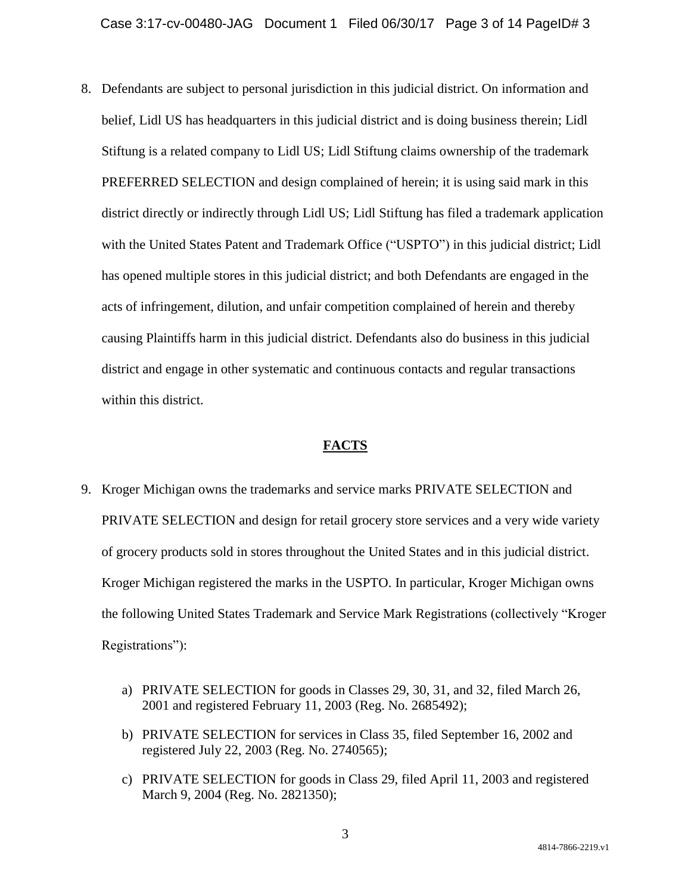8. Defendants are subject to personal jurisdiction in this judicial district. On information and belief, Lidl US has headquarters in this judicial district and is doing business therein; Lidl Stiftung is a related company to Lidl US; Lidl Stiftung claims ownership of the trademark PREFERRED SELECTION and design complained of herein; it is using said mark in this district directly or indirectly through Lidl US; Lidl Stiftung has filed a trademark application with the United States Patent and Trademark Office ("USPTO") in this judicial district; Lidl has opened multiple stores in this judicial district; and both Defendants are engaged in the acts of infringement, dilution, and unfair competition complained of herein and thereby causing Plaintiffs harm in this judicial district. Defendants also do business in this judicial district and engage in other systematic and continuous contacts and regular transactions within this district.

## FACTS

9. Kroger Michigan owns the trademarks and service marks PRIVATE SELECTION and PRIVATE SELECTION and design for retail grocery store services and a very wide variety of grocery products sold in stores throughout the United States and in this judicial district. Kroger Michigan registered the marks in the USPTO. In particular, Kroger Michigan owns the following United States Trademark and Service Mark Registrations (collectively "Kroger Registrations"):

    a) PRIVATE SELECTION for goods in Classes 29, 30, 31, and 32, filed March 26, 2001 and registered February 11, 2003 (Reg. No. 2685492);

    b) PRIVATE SELECTION for services in Class 35, filed September 16, 2002 and registered July 22, 2003 (Reg. No. 2740565);

    c) PRIVATE SELECTION for goods in Class 29, filed April 11, 2003 and registered March 9, 2004 (Reg. No. 2821350);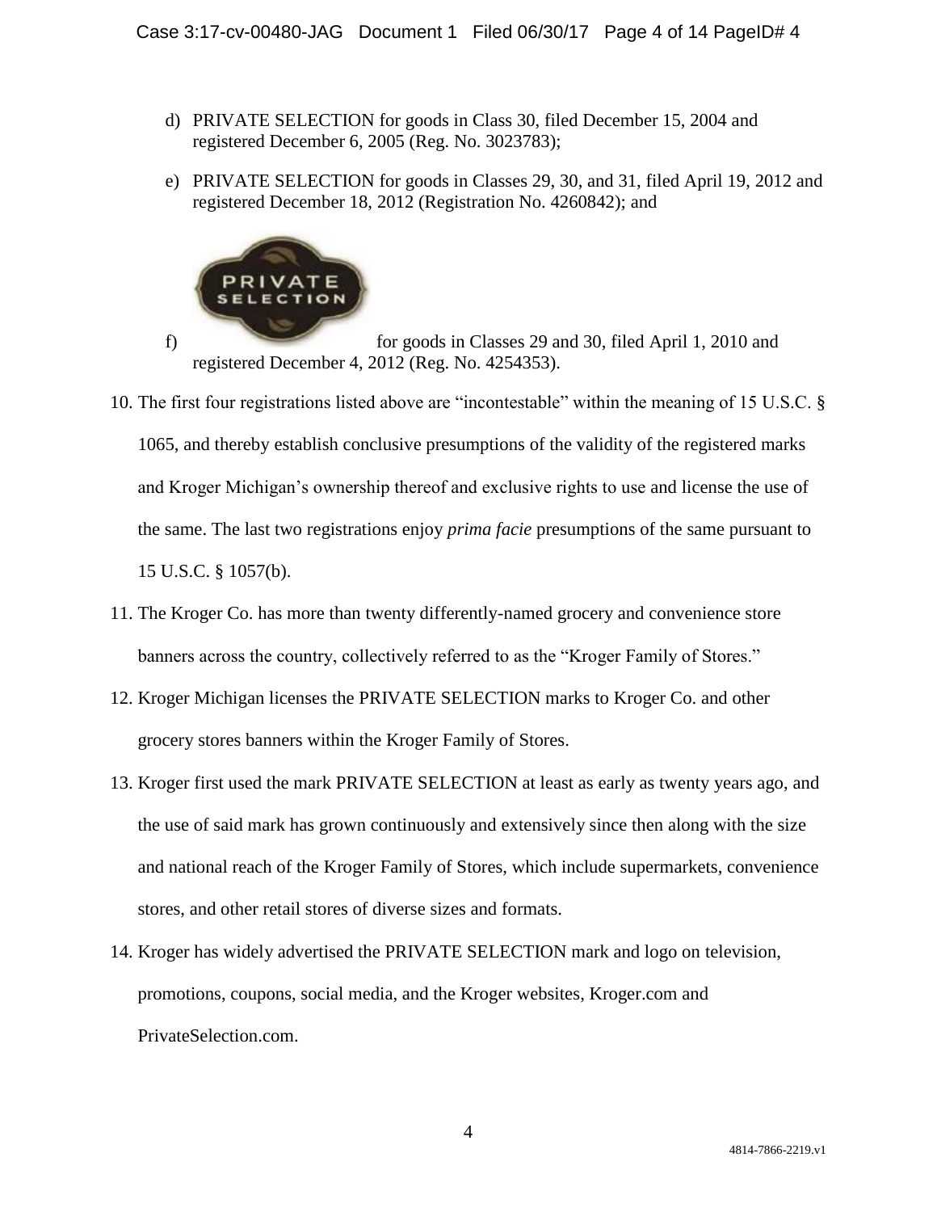d) PRIVATE SELECTION for goods in Class 30, filed December 15, 2004 and registered December 6, 2005 (Reg. No. 3023783);

e) PRIVATE SELECTION for goods in Classes 29, 30, and 31, filed April 19, 2012 and registered December 18, 2012 (Registration No. 4260842); and

f) [PRIVATE SELECTION logo] for goods in Classes 29 and 30, filed April 1, 2010 and registered December 4, 2012 (Reg. No. 4254353).

10. The first four registrations listed above are "incontestable" within the meaning of 15 U.S.C. § 1065, and thereby establish conclusive presumptions of the validity of the registered marks and Kroger Michigan's ownership thereof and exclusive rights to use and license the use of the same. The last two registrations enjoy *prima facie* presumptions of the same pursuant to 15 U.S.C. § 1057(b).

11. The Kroger Co. has more than twenty differently-named grocery and convenience store banners across the country, collectively referred to as the "Kroger Family of Stores."

12. Kroger Michigan licenses the PRIVATE SELECTION marks to Kroger Co. and other grocery stores banners within the Kroger Family of Stores.

13. Kroger first used the mark PRIVATE SELECTION at least as early as twenty years ago, and the use of said mark has grown continuously and extensively since then along with the size and national reach of the Kroger Family of Stores, which include supermarkets, convenience stores, and other retail stores of diverse sizes and formats.

14. Kroger has widely advertised the PRIVATE SELECTION mark and logo on television, promotions, coupons, social media, and the Kroger websites, Kroger.com and PrivateSelection.com.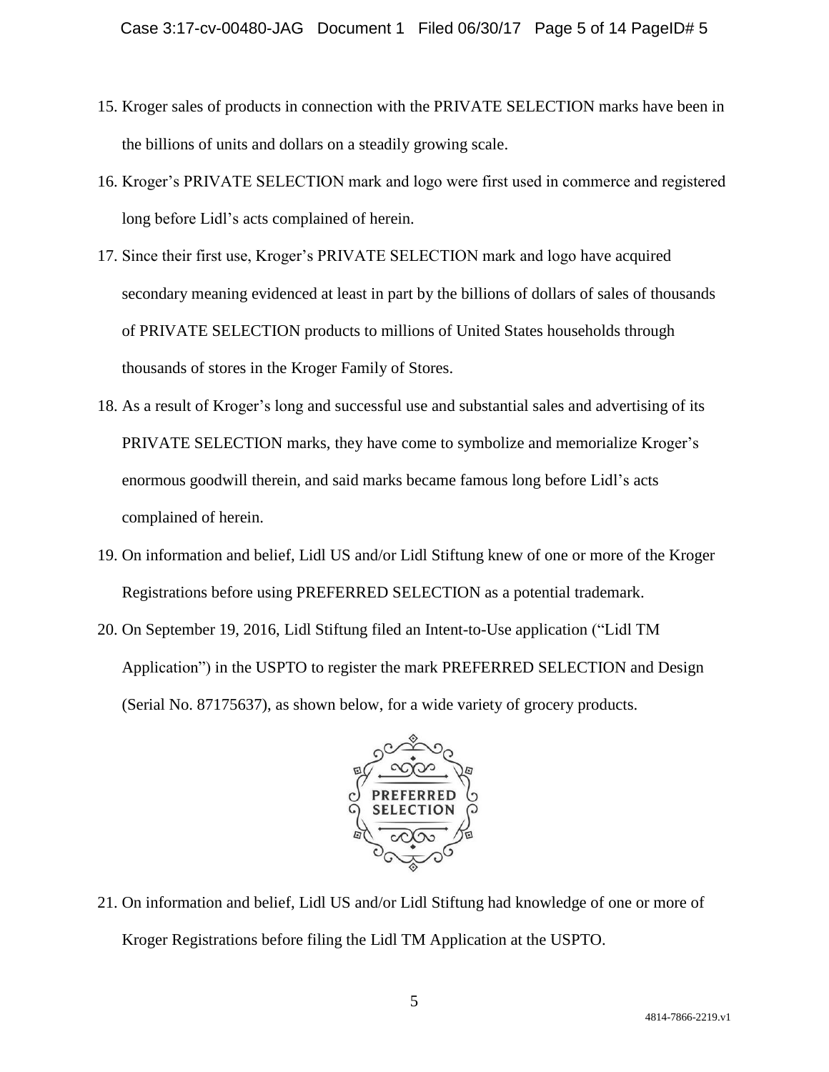15. Kroger sales of products in connection with the PRIVATE SELECTION marks have been in the billions of units and dollars on a steadily growing scale.

16. Kroger's PRIVATE SELECTION mark and logo were first used in commerce and registered long before Lidl's acts complained of herein.

17. Since their first use, Kroger's PRIVATE SELECTION mark and logo have acquired secondary meaning evidenced at least in part by the billions of dollars of sales of thousands of PRIVATE SELECTION products to millions of United States households through thousands of stores in the Kroger Family of Stores.

18. As a result of Kroger's long and successful use and substantial sales and advertising of its PRIVATE SELECTION marks, they have come to symbolize and memorialize Kroger's enormous goodwill therein, and said marks became famous long before Lidl's acts complained of herein.

19. On information and belief, Lidl US and/or Lidl Stiftung knew of one or more of the Kroger Registrations before using PREFERRED SELECTION as a potential trademark.

20. On September 19, 2016, Lidl Stiftung filed an Intent-to-Use application ("Lidl TM Application") in the USPTO to register the mark PREFERRED SELECTION and Design (Serial No. 87175637), as shown below, for a wide variety of grocery products.

PREFERRED SELECTION

21. On information and belief, Lidl US and/or Lidl Stiftung had knowledge of one or more of Kroger Registrations before filing the Lidl TM Application at the USPTO.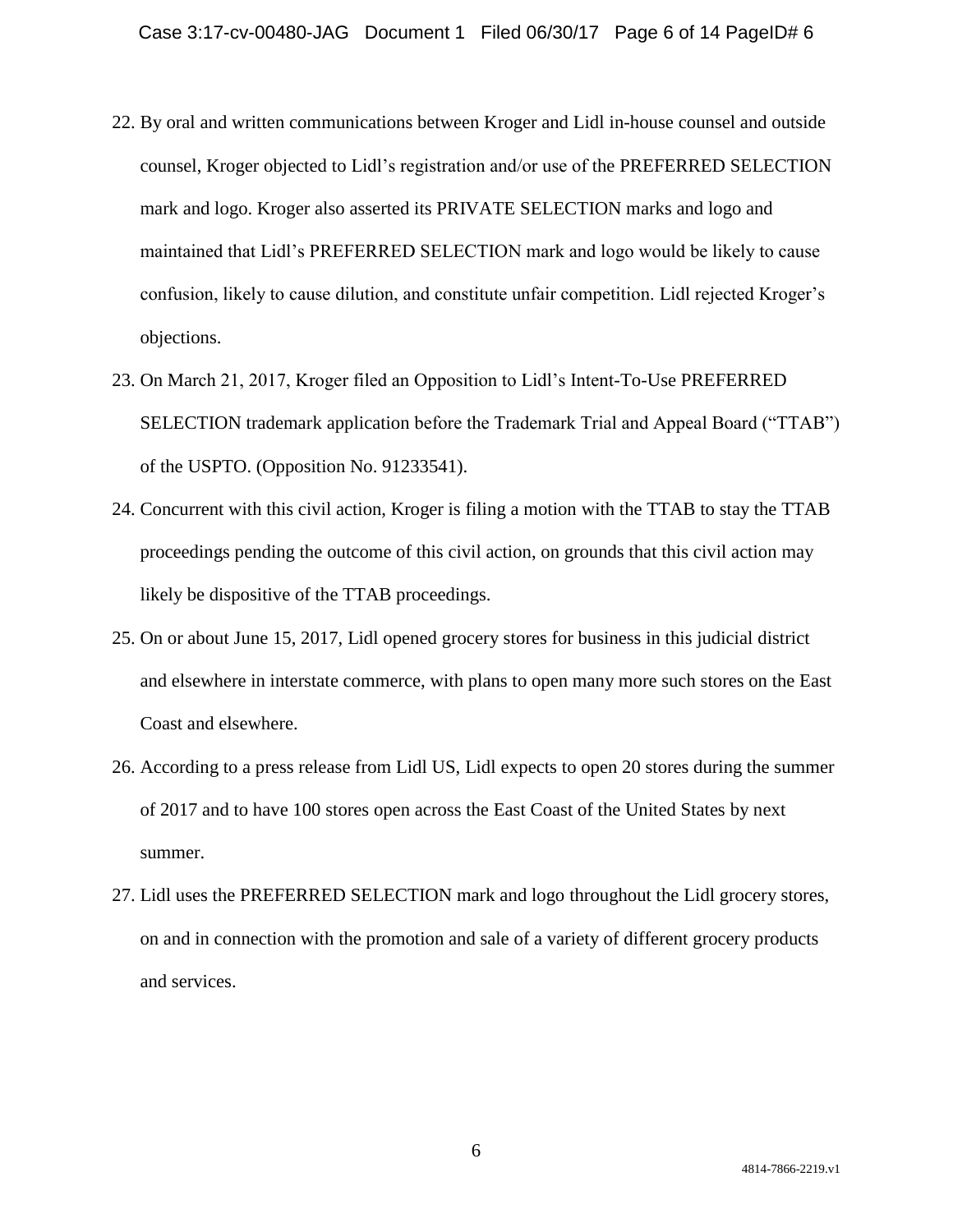22. By oral and written communications between Kroger and Lidl in-house counsel and outside counsel, Kroger objected to Lidl's registration and/or use of the PREFERRED SELECTION mark and logo. Kroger also asserted its PRIVATE SELECTION marks and logo and maintained that Lidl's PREFERRED SELECTION mark and logo would be likely to cause confusion, likely to cause dilution, and constitute unfair competition. Lidl rejected Kroger's objections.
23. On March 21, 2017, Kroger filed an Opposition to Lidl's Intent-To-Use PREFERRED SELECTION trademark application before the Trademark Trial and Appeal Board ("TTAB") of the USPTO. (Opposition No. 91233541).
24. Concurrent with this civil action, Kroger is filing a motion with the TTAB to stay the TTAB proceedings pending the outcome of this civil action, on grounds that this civil action may likely be dispositive of the TTAB proceedings.
25. On or about June 15, 2017, Lidl opened grocery stores for business in this judicial district and elsewhere in interstate commerce, with plans to open many more such stores on the East Coast and elsewhere.
26. According to a press release from Lidl US, Lidl expects to open 20 stores during the summer of 2017 and to have 100 stores open across the East Coast of the United States by next summer.
27. Lidl uses the PREFERRED SELECTION mark and logo throughout the Lidl grocery stores, on and in connection with the promotion and sale of a variety of different grocery products and services.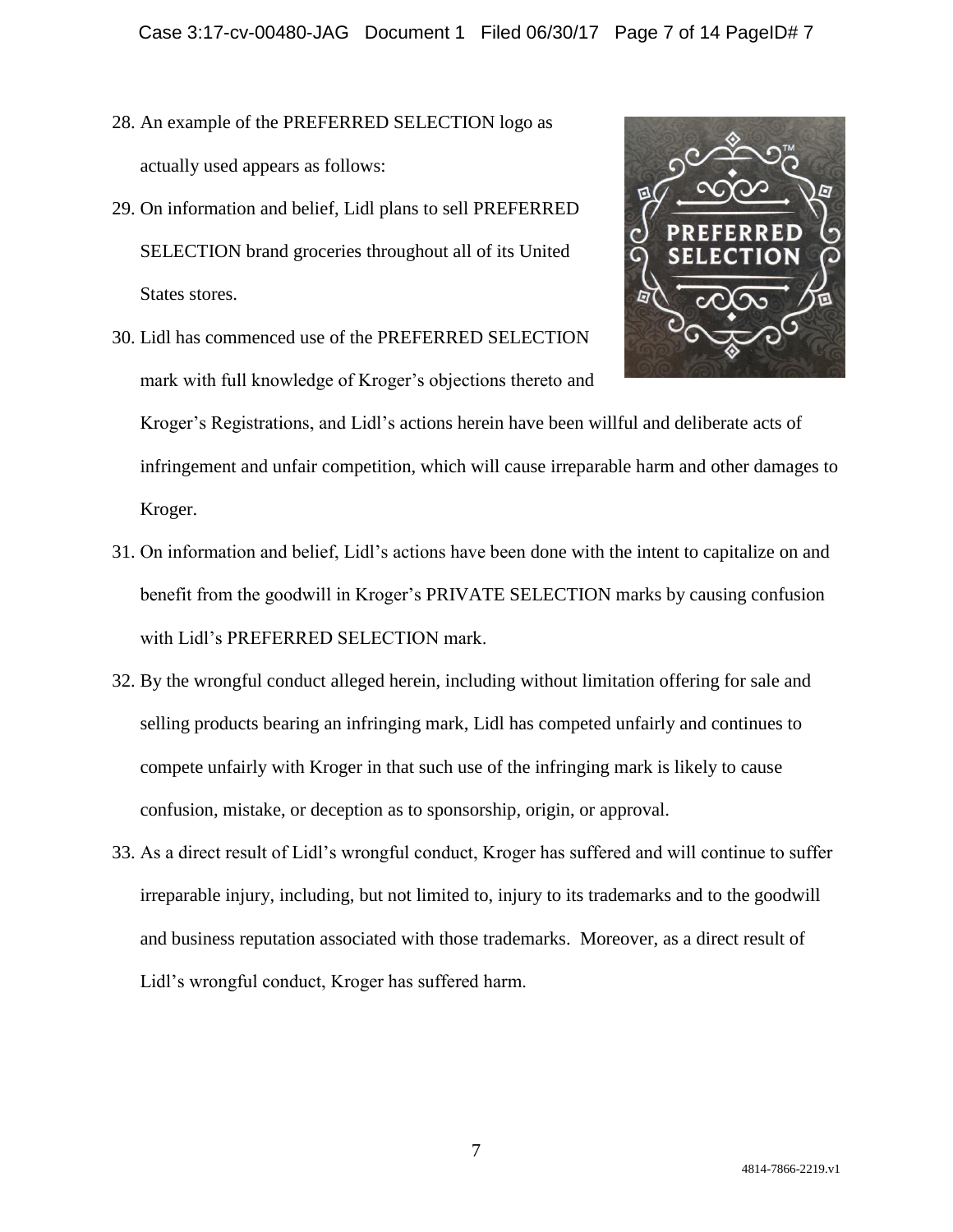28. An example of the PREFERRED SELECTION logo as actually used appears as follows:

29. On information and belief, Lidl plans to sell PREFERRED SELECTION brand groceries throughout all of its United States stores.

30. Lidl has commenced use of the PREFERRED SELECTION mark with full knowledge of Kroger's objections thereto and Kroger's Registrations, and Lidl's actions herein have been willful and deliberate acts of infringement and unfair competition, which will cause irreparable harm and other damages to Kroger.

31. On information and belief, Lidl's actions have been done with the intent to capitalize on and benefit from the goodwill in Kroger's PRIVATE SELECTION marks by causing confusion with Lidl's PREFERRED SELECTION mark.

32. By the wrongful conduct alleged herein, including without limitation offering for sale and selling products bearing an infringing mark, Lidl has competed unfairly and continues to compete unfairly with Kroger in that such use of the infringing mark is likely to cause confusion, mistake, or deception as to sponsorship, origin, or approval.

33. As a direct result of Lidl's wrongful conduct, Kroger has suffered and will continue to suffer irreparable injury, including, but not limited to, injury to its trademarks and to the goodwill and business reputation associated with those trademarks. Moreover, as a direct result of Lidl's wrongful conduct, Kroger has suffered harm.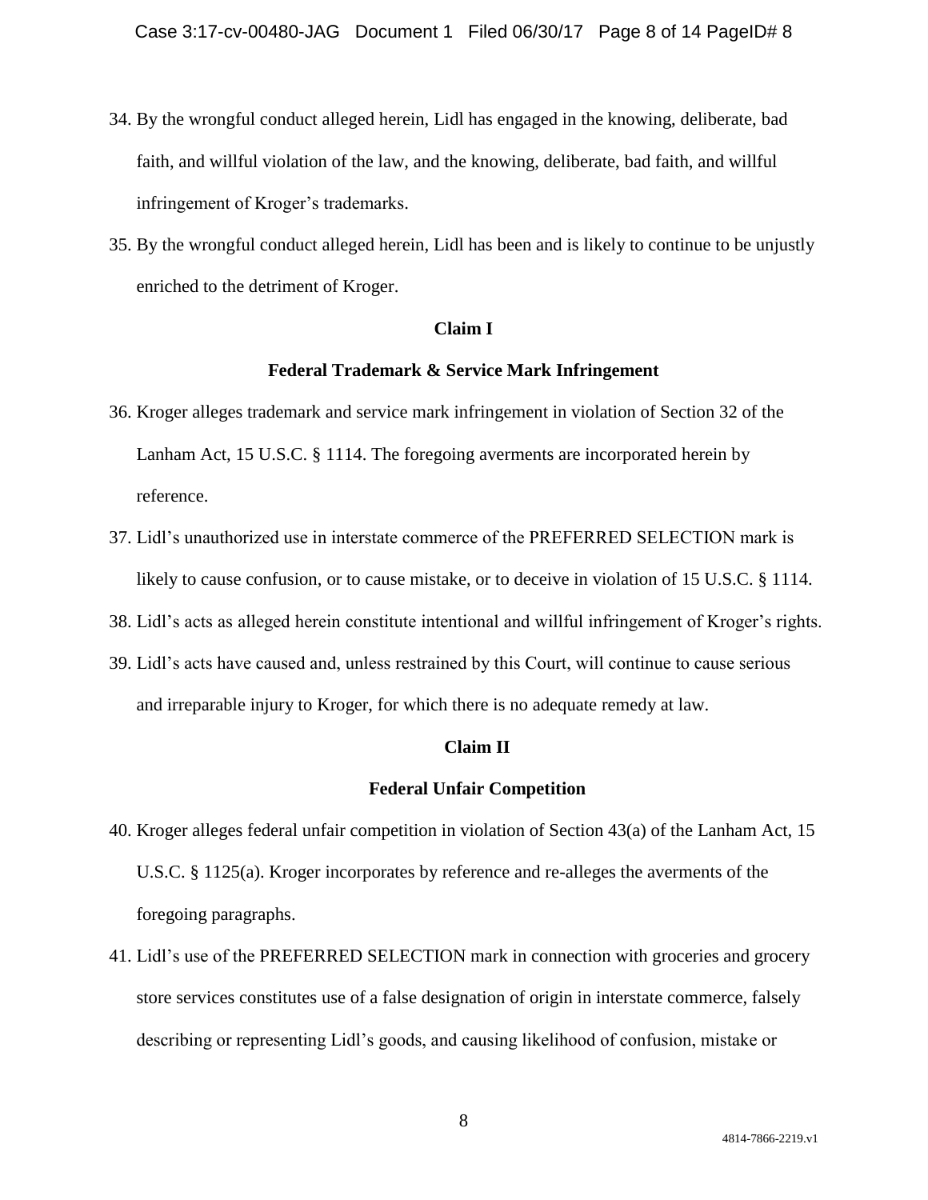34. By the wrongful conduct alleged herein, Lidl has engaged in the knowing, deliberate, bad faith, and willful violation of the law, and the knowing, deliberate, bad faith, and willful infringement of Kroger's trademarks.

35. By the wrongful conduct alleged herein, Lidl has been and is likely to continue to be unjustly enriched to the detriment of Kroger.

**Claim I**

**Federal Trademark & Service Mark Infringement**

36. Kroger alleges trademark and service mark infringement in violation of Section 32 of the Lanham Act, 15 U.S.C. § 1114. The foregoing averments are incorporated herein by reference.

37. Lidl's unauthorized use in interstate commerce of the PREFERRED SELECTION mark is likely to cause confusion, or to cause mistake, or to deceive in violation of 15 U.S.C. § 1114.

38. Lidl's acts as alleged herein constitute intentional and willful infringement of Kroger's rights.

39. Lidl's acts have caused and, unless restrained by this Court, will continue to cause serious and irreparable injury to Kroger, for which there is no adequate remedy at law.

**Claim II**

**Federal Unfair Competition**

40. Kroger alleges federal unfair competition in violation of Section 43(a) of the Lanham Act, 15 U.S.C. § 1125(a). Kroger incorporates by reference and re-alleges the averments of the foregoing paragraphs.

41. Lidl's use of the PREFERRED SELECTION mark in connection with groceries and grocery store services constitutes use of a false designation of origin in interstate commerce, falsely describing or representing Lidl's goods, and causing likelihood of confusion, mistake or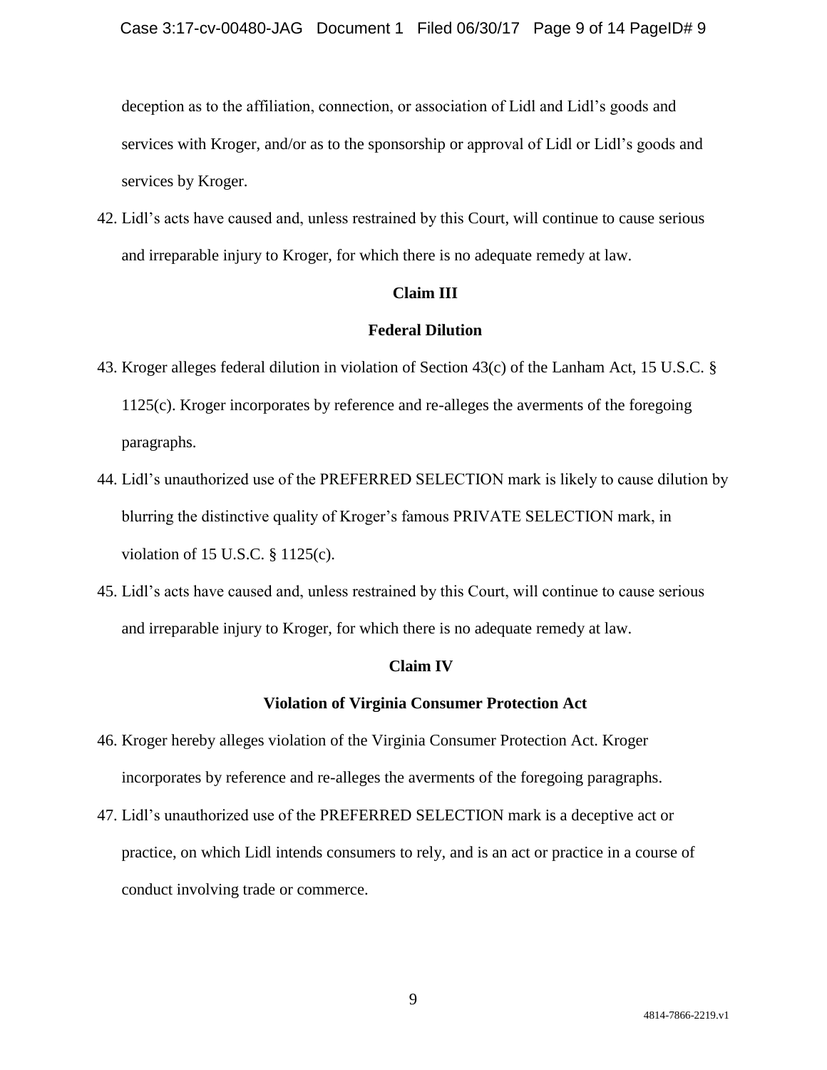deception as to the affiliation, connection, or association of Lidl and Lidl's goods and services with Kroger, and/or as to the sponsorship or approval of Lidl or Lidl's goods and services by Kroger.

42. Lidl's acts have caused and, unless restrained by this Court, will continue to cause serious and irreparable injury to Kroger, for which there is no adequate remedy at law.

**Claim III**

**Federal Dilution**

43. Kroger alleges federal dilution in violation of Section 43(c) of the Lanham Act, 15 U.S.C. § 1125(c). Kroger incorporates by reference and re-alleges the averments of the foregoing paragraphs.

44. Lidl's unauthorized use of the PREFERRED SELECTION mark is likely to cause dilution by blurring the distinctive quality of Kroger's famous PRIVATE SELECTION mark, in violation of 15 U.S.C. § 1125(c).

45. Lidl's acts have caused and, unless restrained by this Court, will continue to cause serious and irreparable injury to Kroger, for which there is no adequate remedy at law.

**Claim IV**

**Violation of Virginia Consumer Protection Act**

46. Kroger hereby alleges violation of the Virginia Consumer Protection Act. Kroger incorporates by reference and re-alleges the averments of the foregoing paragraphs.

47. Lidl's unauthorized use of the PREFERRED SELECTION mark is a deceptive act or practice, on which Lidl intends consumers to rely, and is an act or practice in a course of conduct involving trade or commerce.

4814-7866-2219.v1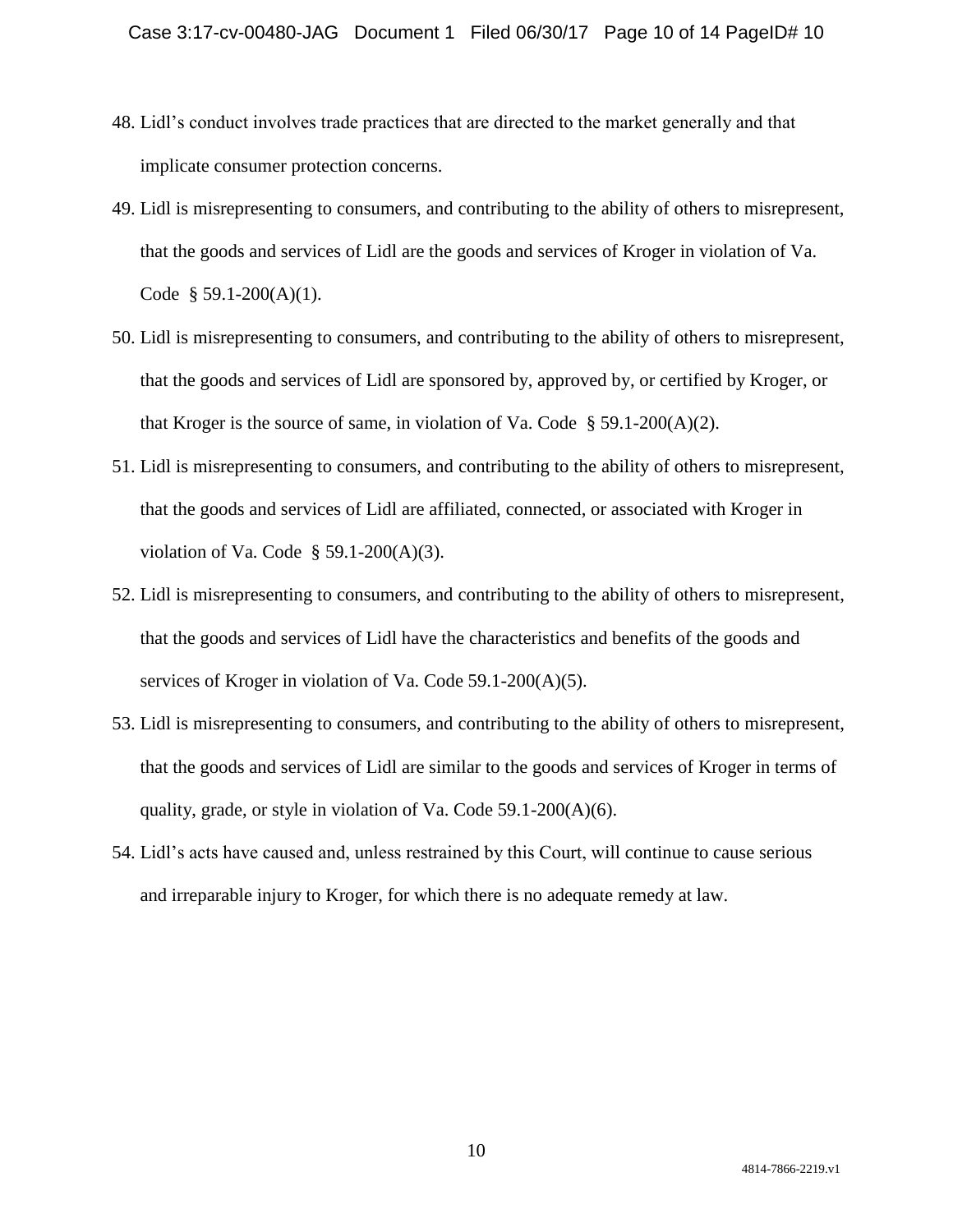48. Lidl's conduct involves trade practices that are directed to the market generally and that implicate consumer protection concerns.

49. Lidl is misrepresenting to consumers, and contributing to the ability of others to misrepresent, that the goods and services of Lidl are the goods and services of Kroger in violation of Va. Code § 59.1-200(A)(1).

50. Lidl is misrepresenting to consumers, and contributing to the ability of others to misrepresent, that the goods and services of Lidl are sponsored by, approved by, or certified by Kroger, or that Kroger is the source of same, in violation of Va. Code § 59.1-200(A)(2).

51. Lidl is misrepresenting to consumers, and contributing to the ability of others to misrepresent, that the goods and services of Lidl are affiliated, connected, or associated with Kroger in violation of Va. Code § 59.1-200(A)(3).

52. Lidl is misrepresenting to consumers, and contributing to the ability of others to misrepresent, that the goods and services of Lidl have the characteristics and benefits of the goods and services of Kroger in violation of Va. Code 59.1-200(A)(5).

53. Lidl is misrepresenting to consumers, and contributing to the ability of others to misrepresent, that the goods and services of Lidl are similar to the goods and services of Kroger in terms of quality, grade, or style in violation of Va. Code 59.1-200(A)(6).

54. Lidl's acts have caused and, unless restrained by this Court, will continue to cause serious and irreparable injury to Kroger, for which there is no adequate remedy at law.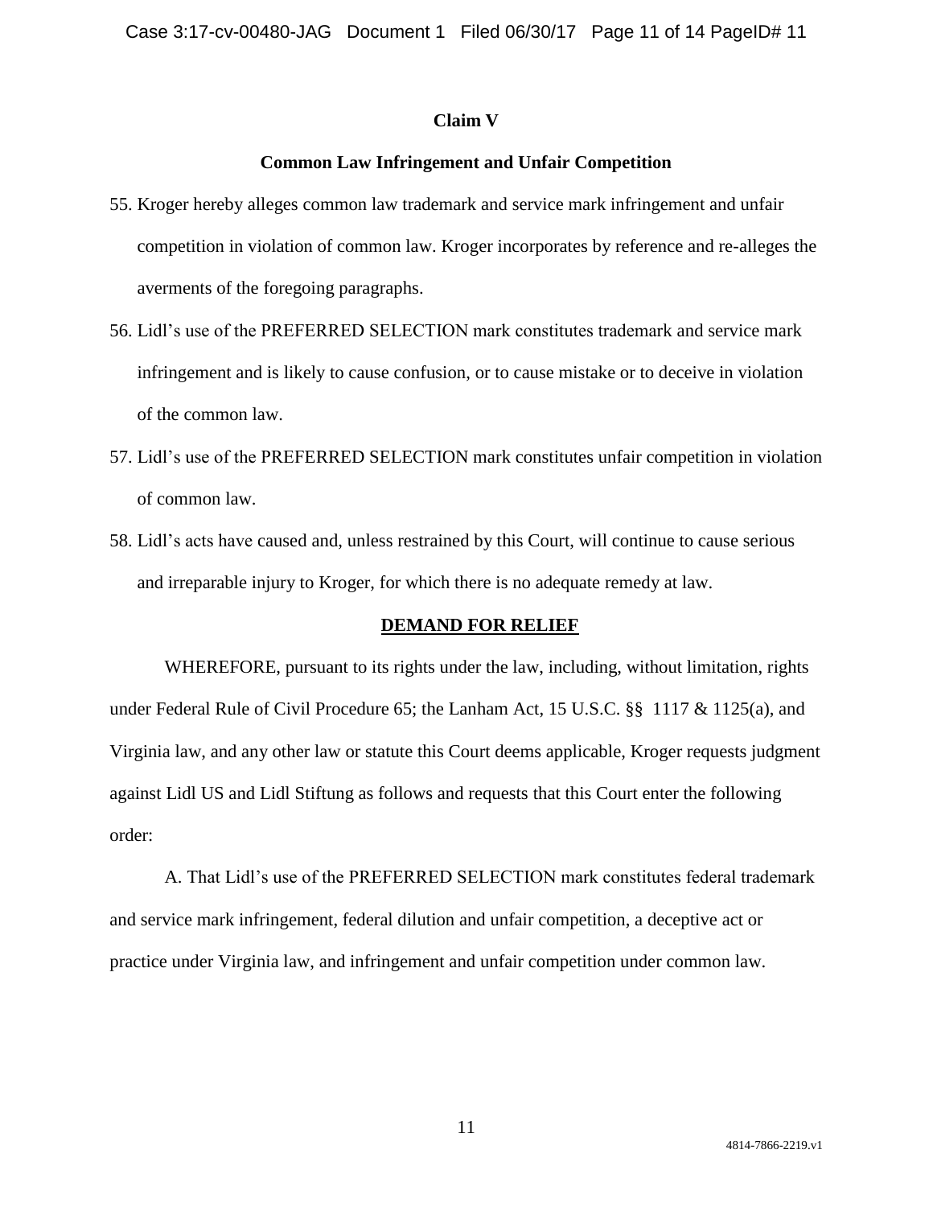**Claim V**

**Common Law Infringement and Unfair Competition**

55. Kroger hereby alleges common law trademark and service mark infringement and unfair competition in violation of common law. Kroger incorporates by reference and re-alleges the averments of the foregoing paragraphs.

56. Lidl's use of the PREFERRED SELECTION mark constitutes trademark and service mark infringement and is likely to cause confusion, or to cause mistake or to deceive in violation of the common law.

57. Lidl's use of the PREFERRED SELECTION mark constitutes unfair competition in violation of common law.

58. Lidl's acts have caused and, unless restrained by this Court, will continue to cause serious and irreparable injury to Kroger, for which there is no adequate remedy at law.

**DEMAND FOR RELIEF**

WHEREFORE, pursuant to its rights under the law, including, without limitation, rights under Federal Rule of Civil Procedure 65; the Lanham Act, 15 U.S.C. §§ 1117 & 1125(a), and Virginia law, and any other law or statute this Court deems applicable, Kroger requests judgment against Lidl US and Lidl Stiftung as follows and requests that this Court enter the following order:

A. That Lidl's use of the PREFERRED SELECTION mark constitutes federal trademark and service mark infringement, federal dilution and unfair competition, a deceptive act or practice under Virginia law, and infringement and unfair competition under common law.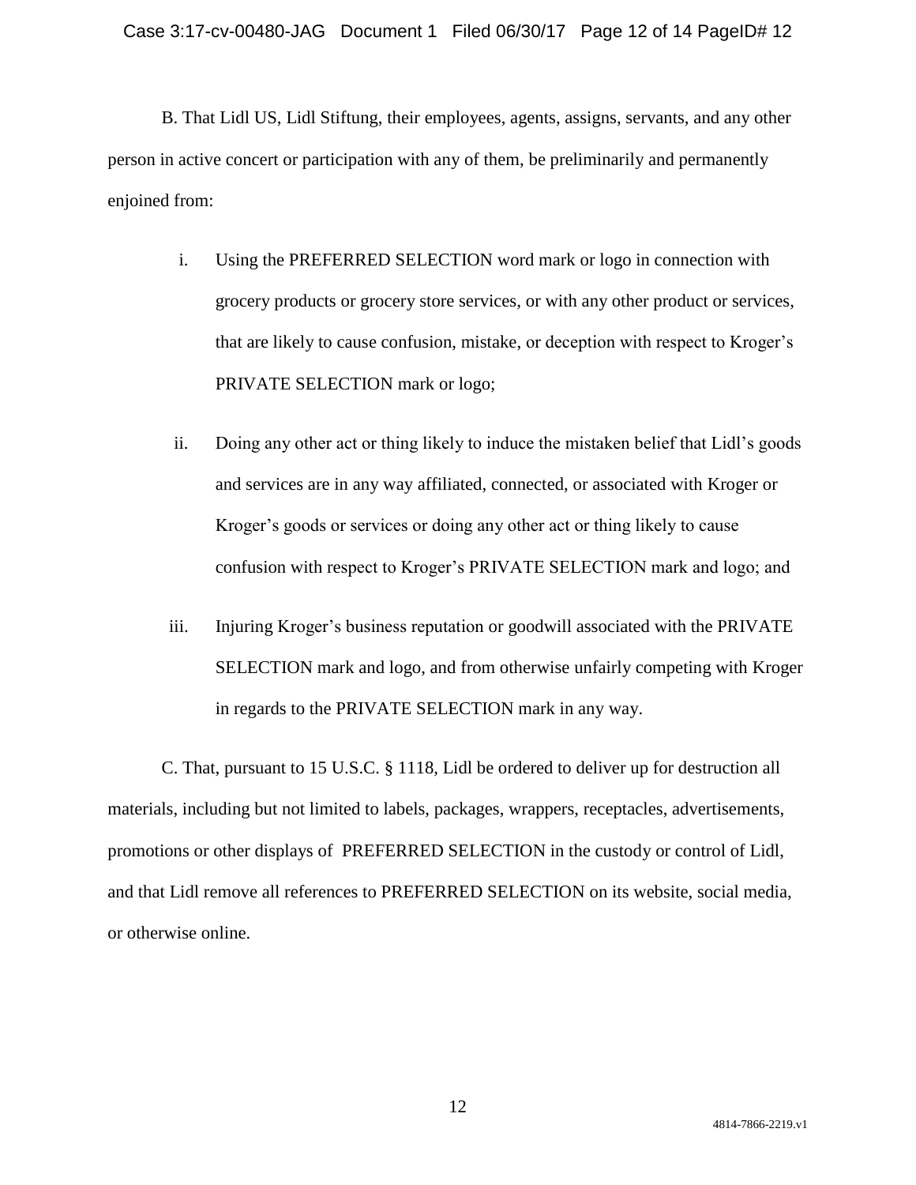B. That Lidl US, Lidl Stiftung, their employees, agents, assigns, servants, and any other person in active concert or participation with any of them, be preliminarily and permanently enjoined from:

i. Using the PREFERRED SELECTION word mark or logo in connection with grocery products or grocery store services, or with any other product or services, that are likely to cause confusion, mistake, or deception with respect to Kroger's PRIVATE SELECTION mark or logo;

ii. Doing any other act or thing likely to induce the mistaken belief that Lidl's goods and services are in any way affiliated, connected, or associated with Kroger or Kroger's goods or services or doing any other act or thing likely to cause confusion with respect to Kroger's PRIVATE SELECTION mark and logo; and

iii. Injuring Kroger's business reputation or goodwill associated with the PRIVATE SELECTION mark and logo, and from otherwise unfairly competing with Kroger in regards to the PRIVATE SELECTION mark in any way.

C. That, pursuant to 15 U.S.C. § 1118, Lidl be ordered to deliver up for destruction all materials, including but not limited to labels, packages, wrappers, receptacles, advertisements, promotions or other displays of PREFERRED SELECTION in the custody or control of Lidl, and that Lidl remove all references to PREFERRED SELECTION on its website, social media, or otherwise online.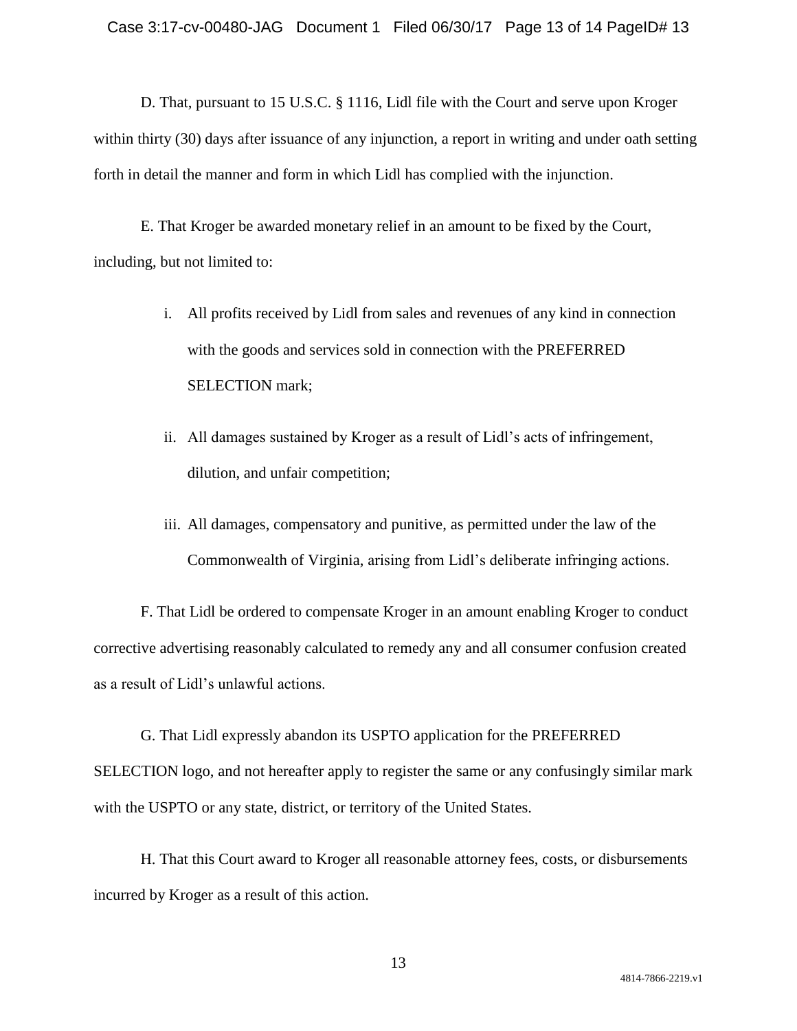D. That, pursuant to 15 U.S.C. § 1116, Lidl file with the Court and serve upon Kroger within thirty (30) days after issuance of any injunction, a report in writing and under oath setting forth in detail the manner and form in which Lidl has complied with the injunction.

E. That Kroger be awarded monetary relief in an amount to be fixed by the Court, including, but not limited to:

i. All profits received by Lidl from sales and revenues of any kind in connection with the goods and services sold in connection with the PREFERRED SELECTION mark;

ii. All damages sustained by Kroger as a result of Lidl's acts of infringement, dilution, and unfair competition;

iii. All damages, compensatory and punitive, as permitted under the law of the Commonwealth of Virginia, arising from Lidl's deliberate infringing actions.

F. That Lidl be ordered to compensate Kroger in an amount enabling Kroger to conduct corrective advertising reasonably calculated to remedy any and all consumer confusion created as a result of Lidl's unlawful actions.

G. That Lidl expressly abandon its USPTO application for the PREFERRED SELECTION logo, and not hereafter apply to register the same or any confusingly similar mark with the USPTO or any state, district, or territory of the United States.

H. That this Court award to Kroger all reasonable attorney fees, costs, or disbursements incurred by Kroger as a result of this action.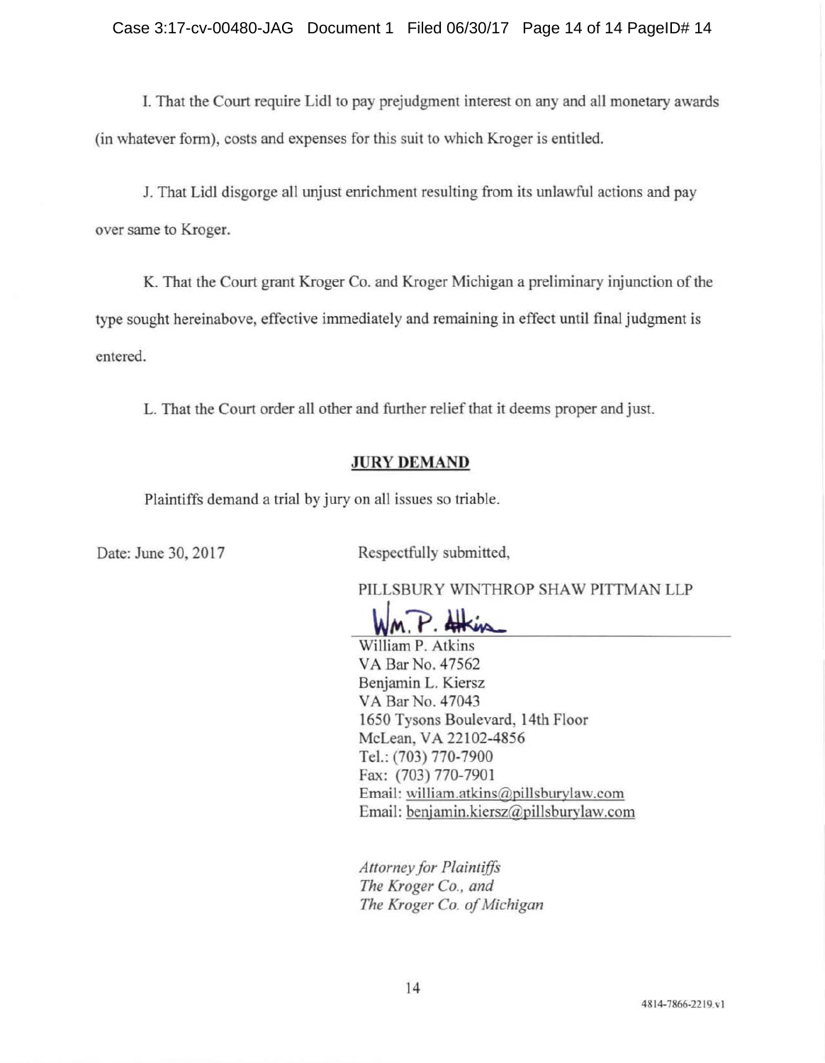I. That the Court require Lidl to pay prejudgment interest on any and all monetary awards (in whatever form), costs and expenses for this suit to which Kroger is entitled.

J. That Lidl disgorge all unjust enrichment resulting from its unlawful actions and pay over same to Kroger.

K. That the Court grant Kroger Co. and Kroger Michigan a preliminary injunction of the type sought hereinabove, effective immediately and remaining in effect until final judgment is entered.

L. That the Court order all other and further relief that it deems proper and just.

**JURY DEMAND**

Plaintiffs demand a trial by jury on all issues so triable.

Date: June 30, 2017

Respectfully submitted,

PILLSBURY WINTHROP SHAW PITTMAN LLP

Wm. P. Atkins

William P. Atkins
VA Bar No. 47562
Benjamin L. Kiersz
VA Bar No. 47043
1650 Tysons Boulevard, 14th Floor
McLean, VA 22102-4856
Tel.: (703) 770-7900
Fax: (703) 770-7901
Email: william.atkins@pillsburylaw.com
Email: benjamin.kiersz@pillsburylaw.com

*Attorney for Plaintiffs*
*The Kroger Co., and*
*The Kroger Co. of Michigan*

4814-7866-2219.v1